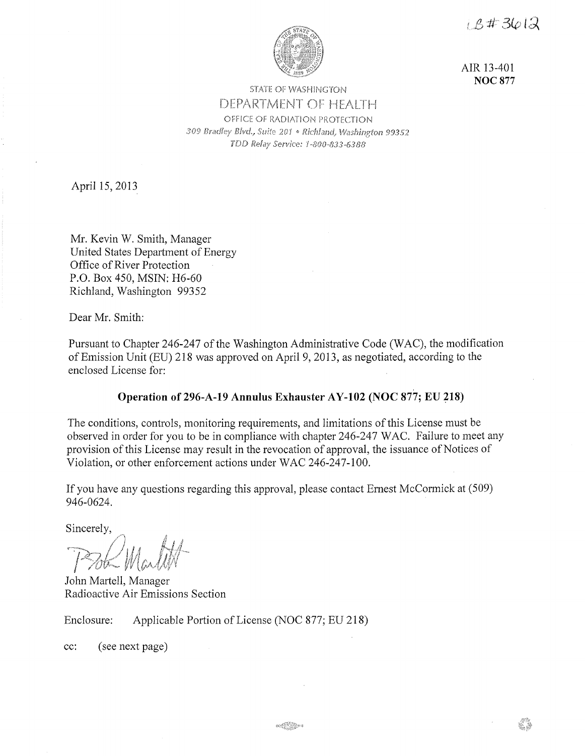LB #3612

AIR 13-401
**NOC 877**

STATE OF WASHINGTON
DEPARTMENT OF HEALTH
OFFICE OF RADIATION PROTECTION
*309 Bradley Blvd., Suite 201 • Richland, Washington 99352*
*TDD Relay Service: 1-800-833-6388*

April 15, 2013

Mr. Kevin W. Smith, Manager
United States Department of Energy
Office of River Protection
P.O. Box 450, MSIN: H6-60
Richland, Washington 99352

Dear Mr. Smith:

Pursuant to Chapter 246-247 of the Washington Administrative Code (WAC), the modification of Emission Unit (EU) 218 was approved on April 9, 2013, as negotiated, according to the enclosed License for:

**Operation of 296-A-19 Annulus Exhauster AY-102 (NOC 877; EU 218)**

The conditions, controls, monitoring requirements, and limitations of this License must be observed in order for you to be in compliance with chapter 246-247 WAC. Failure to meet any provision of this License may result in the revocation of approval, the issuance of Notices of Violation, or other enforcement actions under WAC 246-247-100.

If you have any questions regarding this approval, please contact Ernest McCormick at (509) 946-0624.

Sincerely,

John Martell, Manager
Radioactive Air Emissions Section

Enclosure: Applicable Portion of License (NOC 877; EU 218)

cc: (see next page)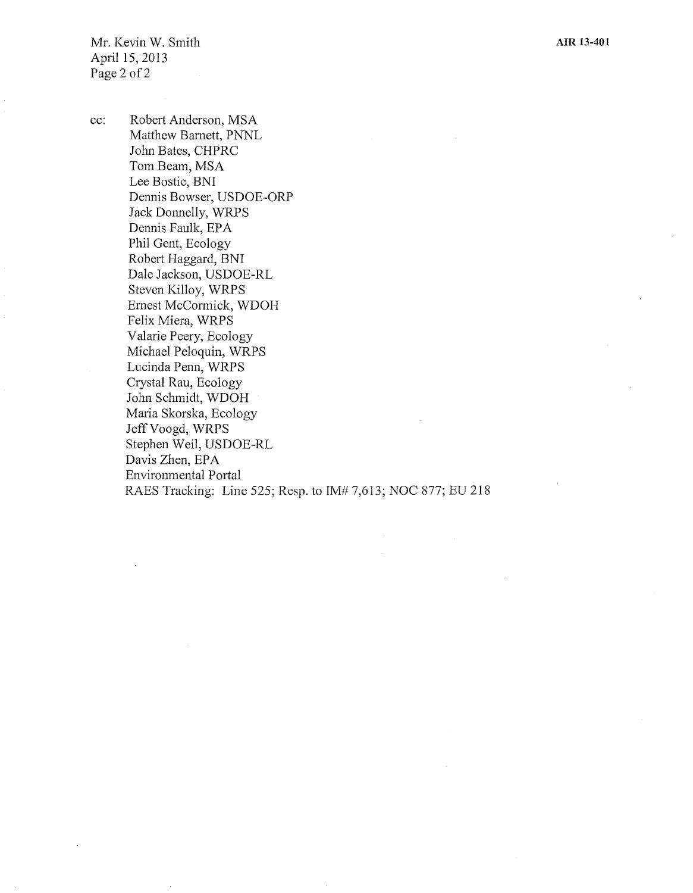cc: Robert Anderson, MSA
Matthew Barnett, PNNL
John Bates, CHPRC
Tom Beam, MSA
Lee Bostic, BNI
Dennis Bowser, USDOE-ORP
Jack Donnelly, WRPS
Dennis Faulk, EPA
Phil Gent, Ecology
Robert Haggard, BNI
Dale Jackson, USDOE-RL
Steven Killoy, WRPS
Ernest McCormick, WDOH
Felix Miera, WRPS
Valarie Peery, Ecology
Michael Peloquin, WRPS
Lucinda Penn, WRPS
Crystal Rau, Ecology
John Schmidt, WDOH
Maria Skorska, Ecology
Jeff Voogd, WRPS
Stephen Weil, USDOE-RL
Davis Zhen, EPA
Environmental Portal
RAES Tracking: Line 525; Resp. to IM# 7,613; NOC 877; EU 218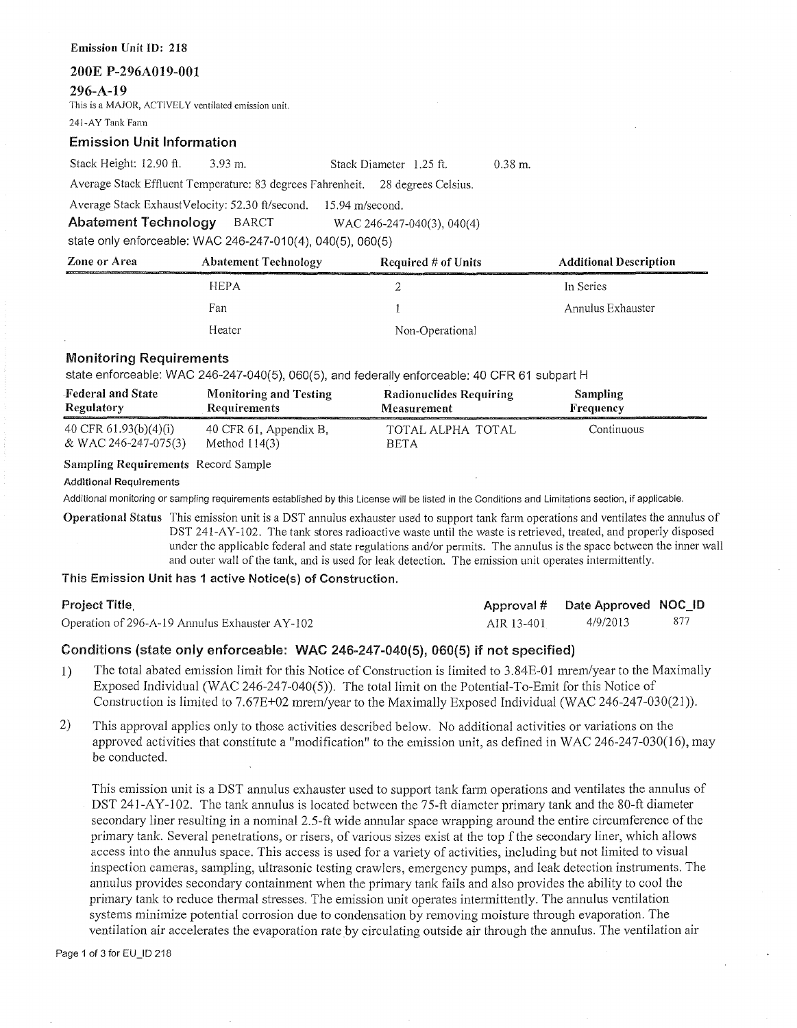**Emission Unit ID: 218**

## 200E P-296A019-001

## 296-A-19

This is a MAJOR, ACTIVELY ventilated emission unit.

241-AY Tank Farm

### Emission Unit Information

Stack Height: 12.90 ft. 3.93 m. Stack Diameter 1.25 ft. 0.38 m.

Average Stack Effluent Temperature: 83 degrees Fahrenheit. 28 degrees Celsius.

Average Stack ExhaustVelocity: 52.30 ft/second. 15.94 m/second.

**Abatement Technology** BARCT WAC 246-247-040(3), 040(4)

state only enforceable: WAC 246-247-010(4), 040(5), 060(5)

| Zone or Area | Abatement Technology | Required # of Units | Additional Description |
|---|---|---|---|
| | HEPA | 2 | In Series |
| | Fan | 1 | Annulus Exhauster |
| | Heater | Non-Operational | |

### Monitoring Requirements

state enforceable: WAC 246-247-040(5), 060(5), and federally enforceable: 40 CFR 61 subpart H

| Federal and State Regulatory | Monitoring and Testing Requirements | Radionuclides Requiring Measurement | Sampling Frequency |
|---|---|---|---|
| 40 CFR 61.93(b)(4)(i) & WAC 246-247-075(3) | 40 CFR 61, Appendix B, Method 114(3) | TOTAL ALPHA TOTAL BETA | Continuous |

**Sampling Requirements** Record Sample

**Additional Requirements**

Additional monitoring or sampling requirements established by this License will be listed in the Conditions and Limitations section, if applicable.

**Operational Status** This emission unit is a DST annulus exhauster used to support tank farm operations and ventilates the annulus of DST 241-AY-102. The tank stores radioactive waste until the waste is retrieved, treated, and properly disposed under the applicable federal and state regulations and/or permits. The annulus is the space between the inner wall and outer wall of the tank, and is used for leak detection. The emission unit operates intermittently.

**This Emission Unit has 1 active Notice(s) of Construction.**

| Project Title | Approval # | Date Approved | NOC_ID |
|---|---|---|---|
| Operation of 296-A-19 Annulus Exhauster AY-102 | AIR 13-401 | 4/9/2013 | 877 |

### Conditions (state only enforceable: WAC 246-247-040(5), 060(5) if not specified)

1) The total abated emission limit for this Notice of Construction is limited to 3.84E-01 mrem/year to the Maximally Exposed Individual (WAC 246-247-040(5)). The total limit on the Potential-To-Emit for this Notice of Construction is limited to 7.67E+02 mrem/year to the Maximally Exposed Individual (WAC 246-247-030(21)).

2) This approval applies only to those activities described below. No additional activities or variations on the approved activities that constitute a "modification" to the emission unit, as defined in WAC 246-247-030(16), may be conducted.

   This emission unit is a DST annulus exhauster used to support tank farm operations and ventilates the annulus of DST 241-AY-102. The tank annulus is located between the 75-ft diameter primary tank and the 80-ft diameter secondary liner resulting in a nominal 2.5-ft wide annular space wrapping around the entire circumference of the primary tank. Several penetrations, or risers, of various sizes exist at the top f the secondary liner, which allows access into the annulus space. This access is used for a variety of activities, including but not limited to visual inspection cameras, sampling, ultrasonic testing crawlers, emergency pumps, and leak detection instruments. The annulus provides secondary containment when the primary tank fails and also provides the ability to cool the primary tank to reduce thermal stresses. The emission unit operates intermittently. The annulus ventilation systems minimize potential corrosion due to condensation by removing moisture through evaporation. The ventilation air accelerates the evaporation rate by circulating outside air through the annulus. The ventilation air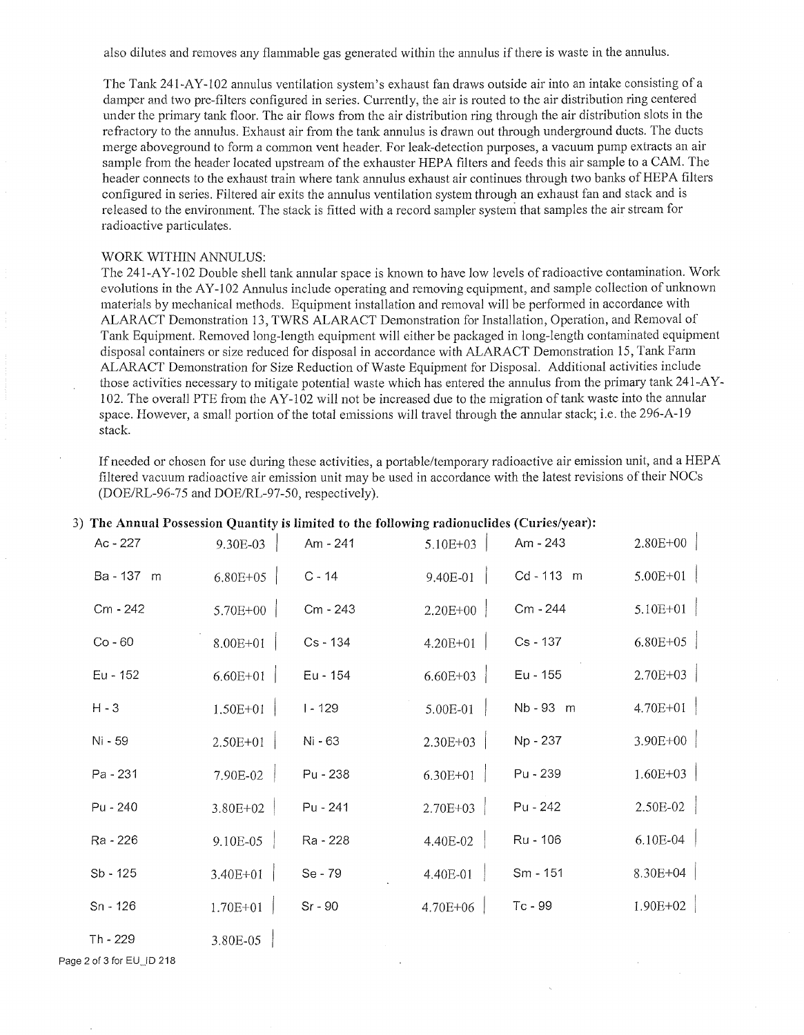also dilutes and removes any flammable gas generated within the annulus if there is waste in the annulus.

The Tank 241-AY-102 annulus ventilation system's exhaust fan draws outside air into an intake consisting of a damper and two pre-filters configured in series. Currently, the air is routed to the air distribution ring centered under the primary tank floor. The air flows from the air distribution ring through the air distribution slots in the refractory to the annulus. Exhaust air from the tank annulus is drawn out through underground ducts. The ducts merge aboveground to form a common vent header. For leak-detection purposes, a vacuum pump extracts an air sample from the header located upstream of the exhauster HEPA filters and feeds this air sample to a CAM. The header connects to the exhaust train where tank annulus exhaust air continues through two banks of HEPA filters configured in series. Filtered air exits the annulus ventilation system through an exhaust fan and stack and is released to the environment. The stack is fitted with a record sampler system that samples the air stream for radioactive particulates.

WORK WITHIN ANNULUS:
The 241-AY-102 Double shell tank annular space is known to have low levels of radioactive contamination. Work evolutions in the AY-102 Annulus include operating and removing equipment, and sample collection of unknown materials by mechanical methods. Equipment installation and removal will be performed in accordance with ALARACT Demonstration 13, TWRS ALARACT Demonstration for Installation, Operation, and Removal of Tank Equipment. Removed long-length equipment will either be packaged in long-length contaminated equipment disposal containers or size reduced for disposal in accordance with ALARACT Demonstration 15, Tank Farm ALARACT Demonstration for Size Reduction of Waste Equipment for Disposal. Additional activities include those activities necessary to mitigate potential waste which has entered the annulus from the primary tank 241-AY-102. The overall PTE from the AY-102 will not be increased due to the migration of tank waste into the annular space. However, a small portion of the total emissions will travel through the annular stack; i.e. the 296-A-19 stack.

If needed or chosen for use during these activities, a portable/temporary radioactive air emission unit, and a HEPA filtered vacuum radioactive air emission unit may be used in accordance with the latest revisions of their NOCs (DOE/RL-96-75 and DOE/RL-97-50, respectively).

3) **The Annual Possession Quantity is limited to the following radionuclides (Curies/year):**

| Nuclide | Ci/yr | Nuclide | Ci/yr | Nuclide | Ci/yr |
|---|---|---|---|---|---|
| Ac - 227 | 9.30E-03 | Am - 241 | 5.10E+03 | Am - 243 | 2.80E+00 |
| Ba - 137 m | 6.80E+05 | C - 14 | 9.40E-01 | Cd - 113 m | 5.00E+01 |
| Cm - 242 | 5.70E+00 | Cm - 243 | 2.20E+00 | Cm - 244 | 5.10E+01 |
| Co - 60 | 8.00E+01 | Cs - 134 | 4.20E+01 | Cs - 137 | 6.80E+05 |
| Eu - 152 | 6.60E+01 | Eu - 154 | 6.60E+03 | Eu - 155 | 2.70E+03 |
| H - 3 | 1.50E+01 | I - 129 | 5.00E-01 | Nb - 93 m | 4.70E+01 |
| Ni - 59 | 2.50E+01 | Ni - 63 | 2.30E+03 | Np - 237 | 3.90E+00 |
| Pa - 231 | 7.90E-02 | Pu - 238 | 6.30E+01 | Pu - 239 | 1.60E+03 |
| Pu - 240 | 3.80E+02 | Pu - 241 | 2.70E+03 | Pu - 242 | 2.50E-02 |
| Ra - 226 | 9.10E-05 | Ra - 228 | 4.40E-02 | Ru - 106 | 6.10E-04 |
| Sb - 125 | 3.40E+01 | Se - 79 | 4.40E-01 | Sm - 151 | 8.30E+04 |
| Sn - 126 | 1.70E+01 | Sr - 90 | 4.70E+06 | Tc - 99 | 1.90E+02 |
| Th - 229 | 3.80E-05 | | | | |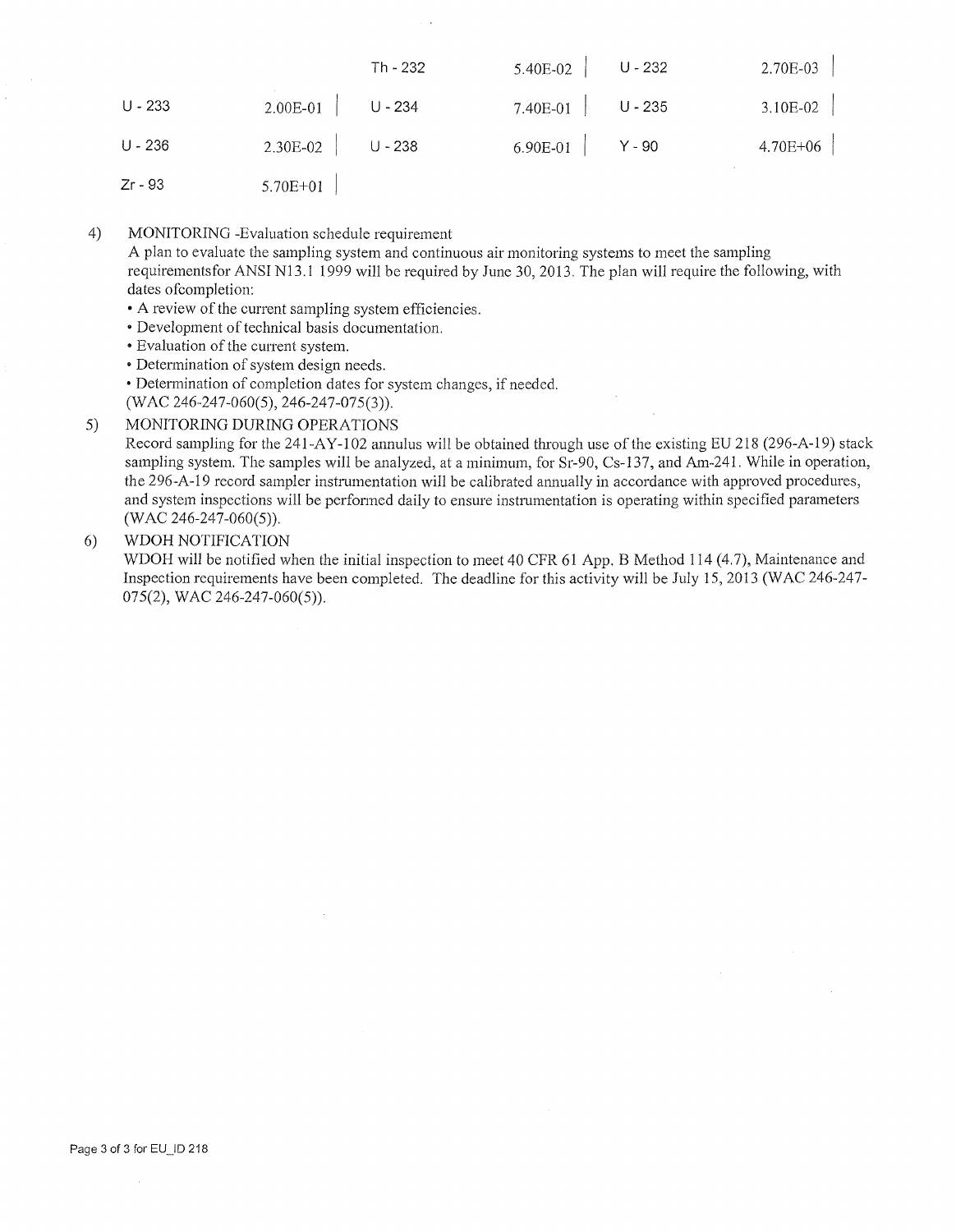| | | | | | |
|---|---|---|---|---|---|
| | | Th - 232 | 5.40E-02 | U - 232 | 2.70E-03 |
| U - 233 | 2.00E-01 | U - 234 | 7.40E-01 | U - 235 | 3.10E-02 |
| U - 236 | 2.30E-02 | U - 238 | 6.90E-01 | Y - 90 | 4.70E+06 |
| Zr - 93 | 5.70E+01 | | | | |

4) MONITORING -Evaluation schedule requirement

A plan to evaluate the sampling system and continuous air monitoring systems to meet the sampling requirementsfor ANSI N13.1 1999 will be required by June 30, 2013. The plan will require the following, with dates ofcompletion:

- A review of the current sampling system efficiencies.
- Development of technical basis documentation.
- Evaluation of the current system.
- Determination of system design needs.
- Determination of completion dates for system changes, if needed.

(WAC 246-247-060(5), 246-247-075(3)).

5) MONITORING DURING OPERATIONS

Record sampling for the 241-AY-102 annulus will be obtained through use of the existing EU 218 (296-A-19) stack sampling system. The samples will be analyzed, at a minimum, for Sr-90, Cs-137, and Am-241. While in operation, the 296-A-19 record sampler instrumentation will be calibrated annually in accordance with approved procedures, and system inspections will be performed daily to ensure instrumentation is operating within specified parameters (WAC 246-247-060(5)).

6) WDOH NOTIFICATION

WDOH will be notified when the initial inspection to meet 40 CFR 61 App. B Method 114 (4.7), Maintenance and Inspection requirements have been completed. The deadline for this activity will be July 15, 2013 (WAC 246-247-075(2), WAC 246-247-060(5)).